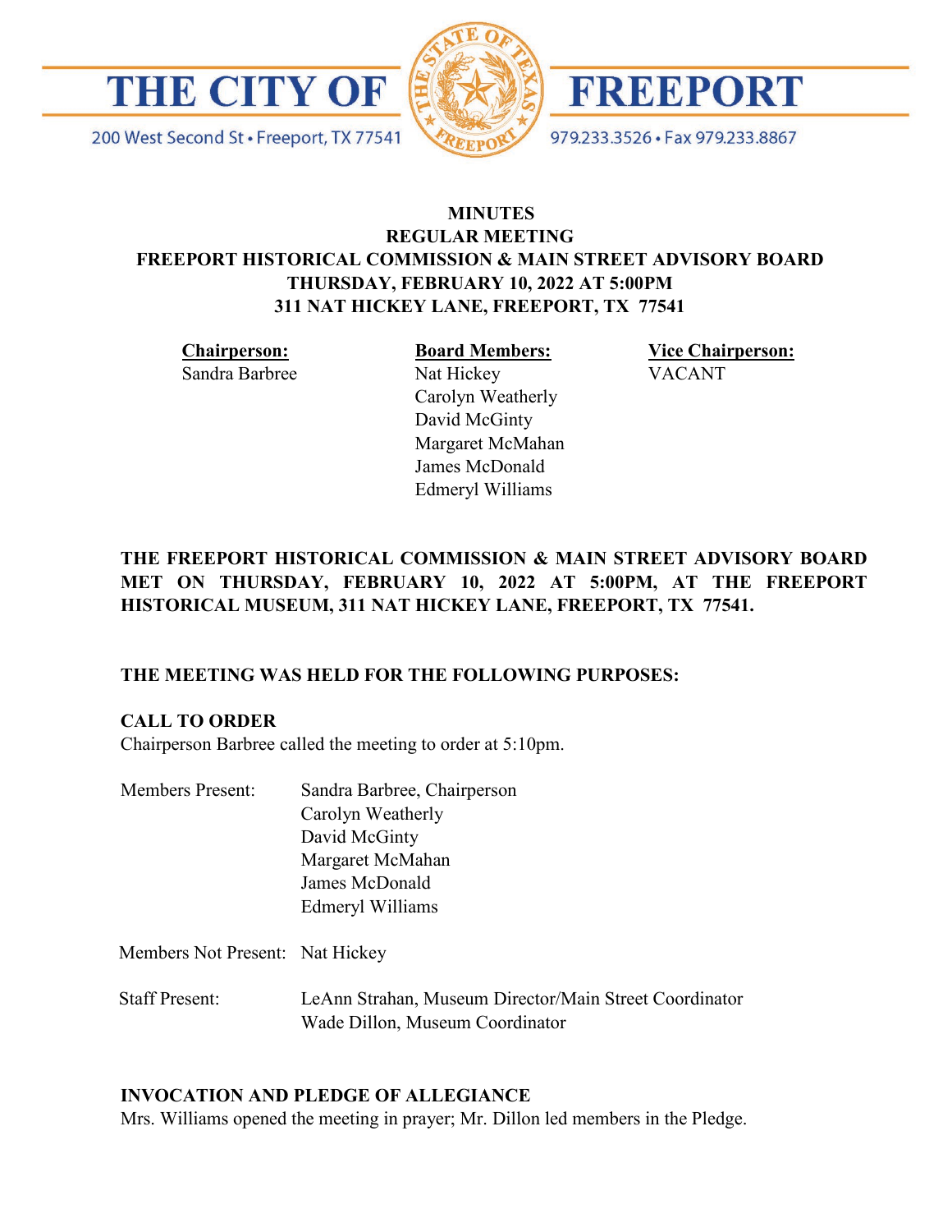# THE CITY OF FREEPORT

200 West Second St • Freeport, TX 77541

979.233.3526 • Fax 979.233.8867

**MINUTES**
**REGULAR MEETING**
**FREEPORT HISTORICAL COMMISSION & MAIN STREET ADVISORY BOARD**
**THURSDAY, FEBRUARY 10, 2022 AT 5:00PM**
**311 NAT HICKEY LANE, FREEPORT, TX 77541**

| **Chairperson:** | **Board Members:** | **Vice Chairperson:** |
|---|---|---|
| Sandra Barbree | Nat Hickey | VACANT |
| | Carolyn Weatherly | |
| | David McGinty | |
| | Margaret McMahan | |
| | James McDonald | |
| | Edmeryl Williams | |

**THE FREEPORT HISTORICAL COMMISSION & MAIN STREET ADVISORY BOARD MET ON THURSDAY, FEBRUARY 10, 2022 AT 5:00PM, AT THE FREEPORT HISTORICAL MUSEUM, 311 NAT HICKEY LANE, FREEPORT, TX 77541.**

**THE MEETING WAS HELD FOR THE FOLLOWING PURPOSES:**

**CALL TO ORDER**

Chairperson Barbree called the meeting to order at 5:10pm.

Members Present:
Sandra Barbree, Chairperson
Carolyn Weatherly
David McGinty
Margaret McMahan
James McDonald
Edmeryl Williams

Members Not Present: Nat Hickey

Staff Present:
LeAnn Strahan, Museum Director/Main Street Coordinator
Wade Dillon, Museum Coordinator

**INVOCATION AND PLEDGE OF ALLEGIANCE**

Mrs. Williams opened the meeting in prayer; Mr. Dillon led members in the Pledge.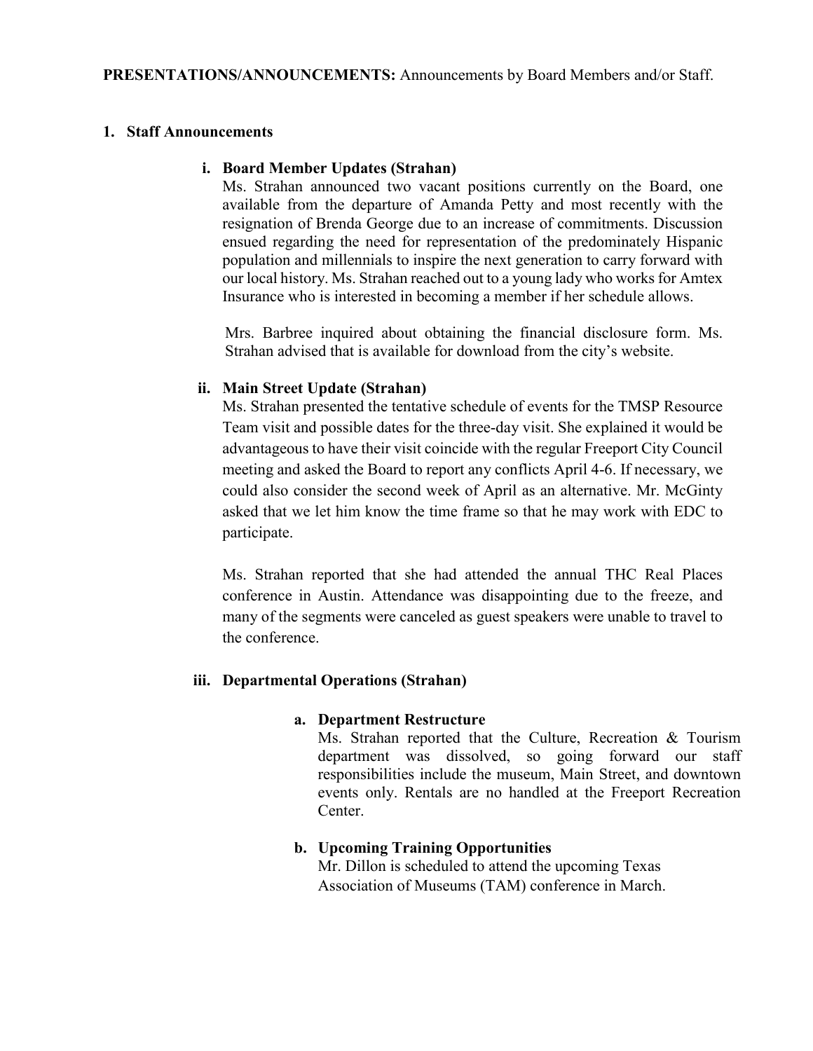**PRESENTATIONS/ANNOUNCEMENTS:** Announcements by Board Members and/or Staff.

1. **Staff Announcements**

   i. **Board Member Updates (Strahan)**
   Ms. Strahan announced two vacant positions currently on the Board, one available from the departure of Amanda Petty and most recently with the resignation of Brenda George due to an increase of commitments. Discussion ensued regarding the need for representation of the predominately Hispanic population and millennials to inspire the next generation to carry forward with our local history. Ms. Strahan reached out to a young lady who works for Amtex Insurance who is interested in becoming a member if her schedule allows.

   Mrs. Barbree inquired about obtaining the financial disclosure form. Ms. Strahan advised that is available for download from the city's website.

   ii. **Main Street Update (Strahan)**
   Ms. Strahan presented the tentative schedule of events for the TMSP Resource Team visit and possible dates for the three-day visit. She explained it would be advantageous to have their visit coincide with the regular Freeport City Council meeting and asked the Board to report any conflicts April 4-6. If necessary, we could also consider the second week of April as an alternative. Mr. McGinty asked that we let him know the time frame so that he may work with EDC to participate.

   Ms. Strahan reported that she had attended the annual THC Real Places conference in Austin. Attendance was disappointing due to the freeze, and many of the segments were canceled as guest speakers were unable to travel to the conference.

   iii. **Departmental Operations (Strahan)**

   a. **Department Restructure**
   Ms. Strahan reported that the Culture, Recreation & Tourism department was dissolved, so going forward our staff responsibilities include the museum, Main Street, and downtown events only. Rentals are no handled at the Freeport Recreation Center.

   b. **Upcoming Training Opportunities**
   Mr. Dillon is scheduled to attend the upcoming Texas Association of Museums (TAM) conference in March.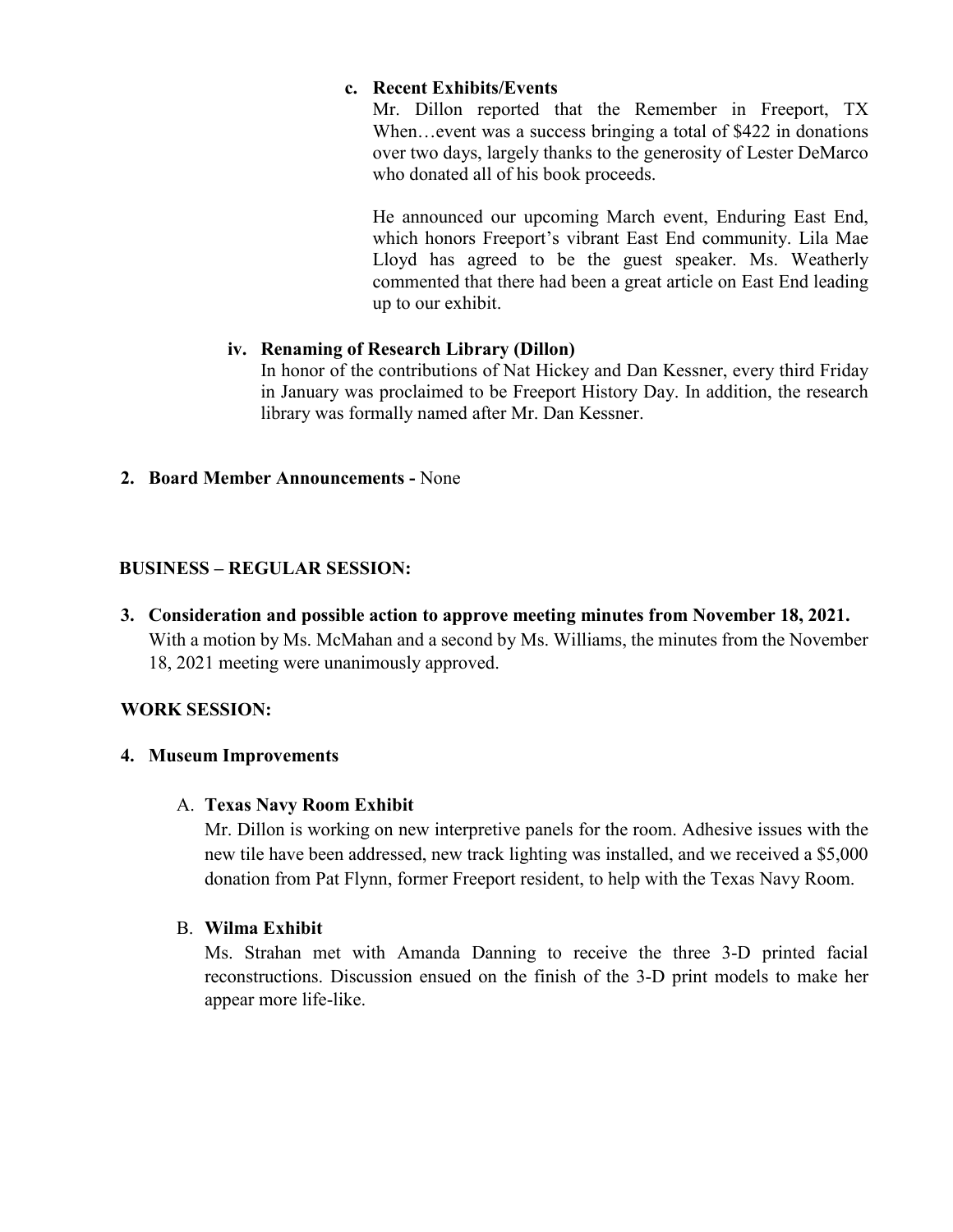**c. Recent Exhibits/Events**

Mr. Dillon reported that the Remember in Freeport, TX When…event was a success bringing a total of $422 in donations over two days, largely thanks to the generosity of Lester DeMarco who donated all of his book proceeds.

He announced our upcoming March event, Enduring East End, which honors Freeport's vibrant East End community. Lila Mae Lloyd has agreed to be the guest speaker. Ms. Weatherly commented that there had been a great article on East End leading up to our exhibit.

**iv. Renaming of Research Library (Dillon)**

In honor of the contributions of Nat Hickey and Dan Kessner, every third Friday in January was proclaimed to be Freeport History Day. In addition, the research library was formally named after Mr. Dan Kessner.

**2. Board Member Announcements -** None

**BUSINESS – REGULAR SESSION:**

**3. Consideration and possible action to approve meeting minutes from November 18, 2021.**

With a motion by Ms. McMahan and a second by Ms. Williams, the minutes from the November 18, 2021 meeting were unanimously approved.

**WORK SESSION:**

**4. Museum Improvements**

A. **Texas Navy Room Exhibit**

Mr. Dillon is working on new interpretive panels for the room. Adhesive issues with the new tile have been addressed, new track lighting was installed, and we received a $5,000 donation from Pat Flynn, former Freeport resident, to help with the Texas Navy Room.

B. **Wilma Exhibit**

Ms. Strahan met with Amanda Danning to receive the three 3-D printed facial reconstructions. Discussion ensued on the finish of the 3-D print models to make her appear more life-like.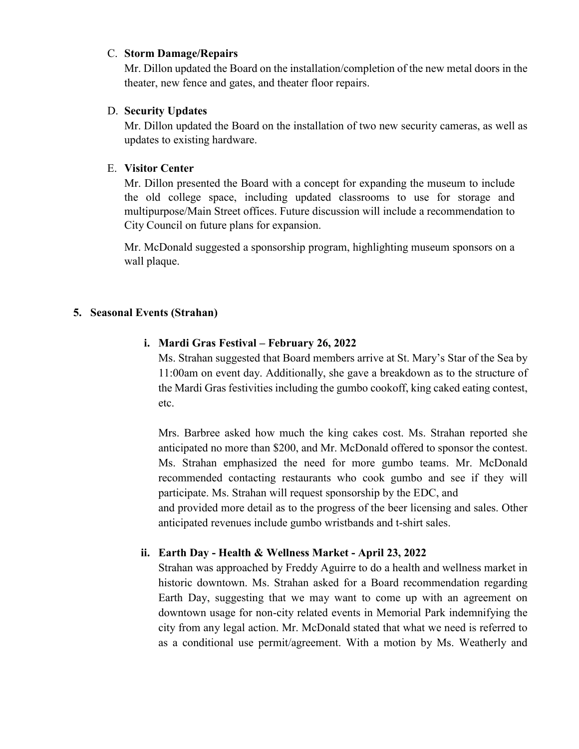C. **Storm Damage/Repairs**

Mr. Dillon updated the Board on the installation/completion of the new metal doors in the theater, new fence and gates, and theater floor repairs.

D. **Security Updates**

Mr. Dillon updated the Board on the installation of two new security cameras, as well as updates to existing hardware.

E. **Visitor Center**

Mr. Dillon presented the Board with a concept for expanding the museum to include the old college space, including updated classrooms to use for storage and multipurpose/Main Street offices. Future discussion will include a recommendation to City Council on future plans for expansion.

Mr. McDonald suggested a sponsorship program, highlighting museum sponsors on a wall plaque.

**5. Seasonal Events (Strahan)**

**i. Mardi Gras Festival – February 26, 2022**

Ms. Strahan suggested that Board members arrive at St. Mary's Star of the Sea by 11:00am on event day. Additionally, she gave a breakdown as to the structure of the Mardi Gras festivities including the gumbo cookoff, king caked eating contest, etc.

Mrs. Barbree asked how much the king cakes cost. Ms. Strahan reported she anticipated no more than $200, and Mr. McDonald offered to sponsor the contest. Ms. Strahan emphasized the need for more gumbo teams. Mr. McDonald recommended contacting restaurants who cook gumbo and see if they will participate. Ms. Strahan will request sponsorship by the EDC, and
and provided more detail as to the progress of the beer licensing and sales. Other anticipated revenues include gumbo wristbands and t-shirt sales.

**ii. Earth Day - Health & Wellness Market - April 23, 2022**

Strahan was approached by Freddy Aguirre to do a health and wellness market in historic downtown. Ms. Strahan asked for a Board recommendation regarding Earth Day, suggesting that we may want to come up with an agreement on downtown usage for non-city related events in Memorial Park indemnifying the city from any legal action. Mr. McDonald stated that what we need is referred to as a conditional use permit/agreement. With a motion by Ms. Weatherly and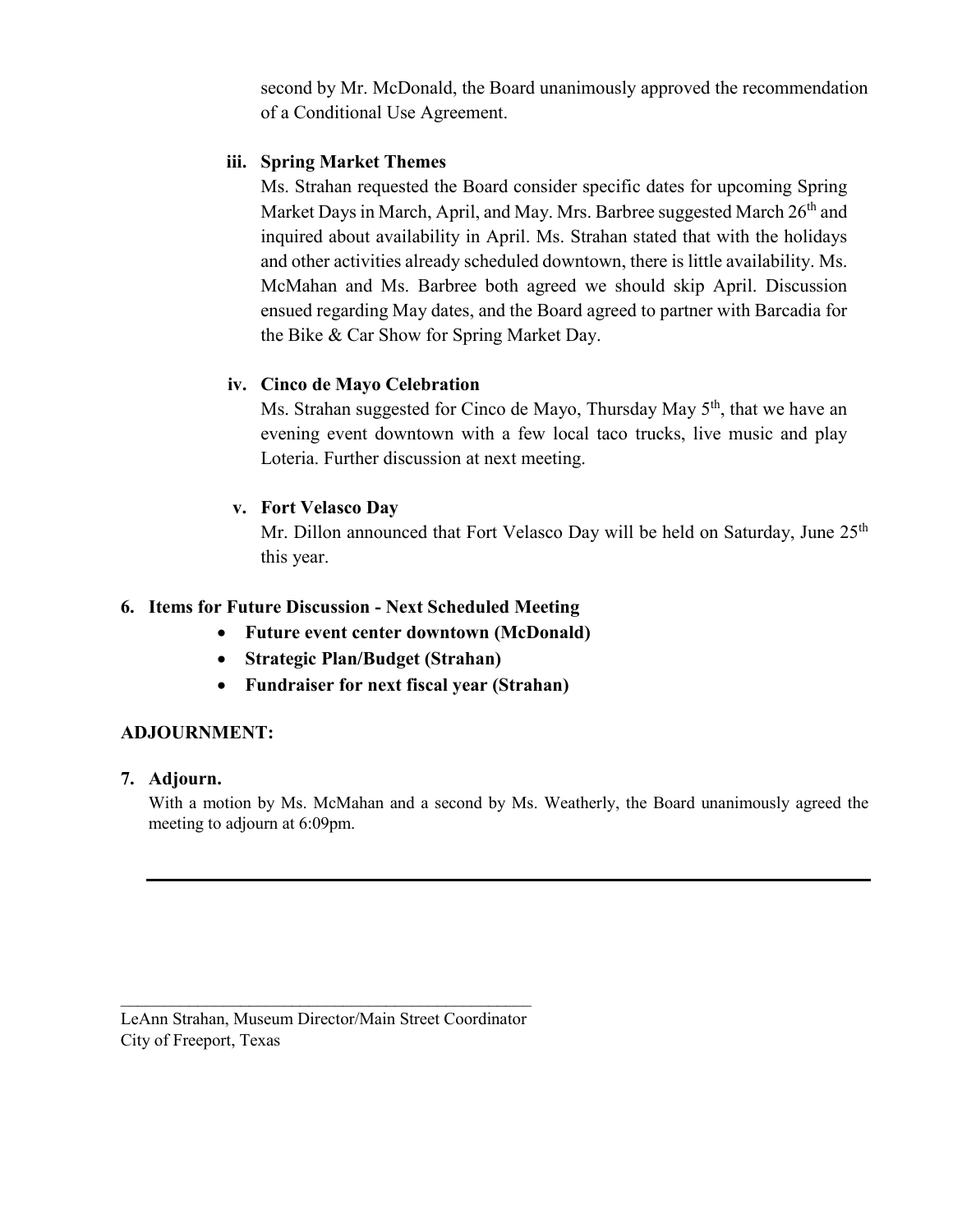second by Mr. McDonald, the Board unanimously approved the recommendation of a Conditional Use Agreement.

**iii. Spring Market Themes**

Ms. Strahan requested the Board consider specific dates for upcoming Spring Market Days in March, April, and May. Mrs. Barbree suggested March 26th and inquired about availability in April. Ms. Strahan stated that with the holidays and other activities already scheduled downtown, there is little availability. Ms. McMahan and Ms. Barbree both agreed we should skip April. Discussion ensued regarding May dates, and the Board agreed to partner with Barcadia for the Bike & Car Show for Spring Market Day.

**iv. Cinco de Mayo Celebration**

Ms. Strahan suggested for Cinco de Mayo, Thursday May 5th, that we have an evening event downtown with a few local taco trucks, live music and play Loteria. Further discussion at next meeting.

**v. Fort Velasco Day**

Mr. Dillon announced that Fort Velasco Day will be held on Saturday, June 25th this year.

**6. Items for Future Discussion - Next Scheduled Meeting**

- **Future event center downtown (McDonald)**
- **Strategic Plan/Budget (Strahan)**
- **Fundraiser for next fiscal year (Strahan)**

**ADJOURNMENT:**

**7. Adjourn.**

With a motion by Ms. McMahan and a second by Ms. Weatherly, the Board unanimously agreed the meeting to adjourn at 6:09pm.

---

\_\_\_\_\_\_\_\_\_\_\_\_\_\_\_\_\_\_\_\_\_\_\_\_\_\_\_\_\_\_\_\_\_\_\_\_\_\_\_\_\_\_\_\_\_\_\_\_\_\_

LeAnn Strahan, Museum Director/Main Street Coordinator
City of Freeport, Texas